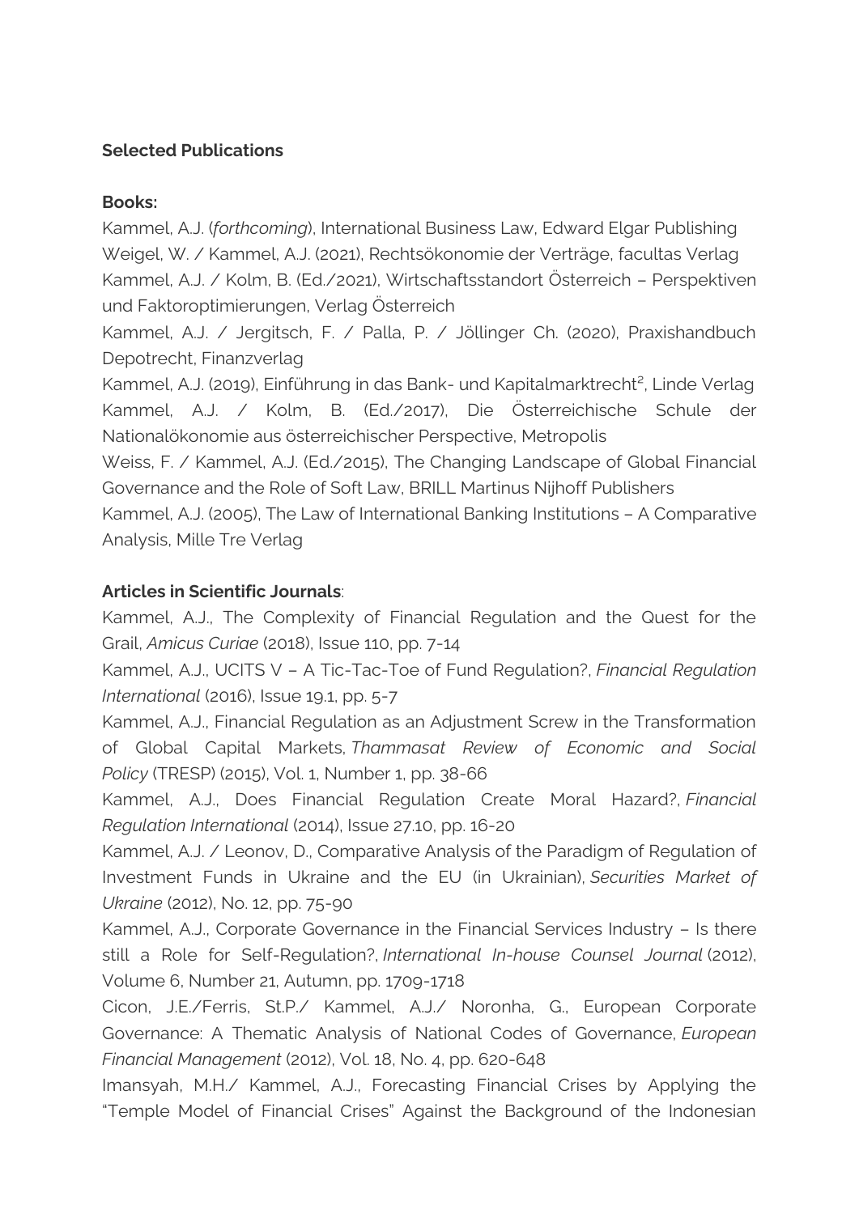**Selected Publications**

**Books:**

Kammel, A.J. (*forthcoming*), International Business Law, Edward Elgar Publishing

Weigel, W. / Kammel, A.J. (2021), Rechtsökonomie der Verträge, facultas Verlag

Kammel, A.J. / Kolm, B. (Ed./2021), Wirtschaftsstandort Österreich – Perspektiven und Faktoroptimierungen, Verlag Österreich

Kammel, A.J. / Jergitsch, F. / Palla, P. / Jöllinger Ch. (2020), Praxishandbuch Depotrecht, Finanzverlag

Kammel, A.J. (2019), Einführung in das Bank- und Kapitalmarktrecht², Linde Verlag

Kammel, A.J. / Kolm, B. (Ed./2017), Die Österreichische Schule der Nationalökonomie aus österreichischer Perspective, Metropolis

Weiss, F. / Kammel, A.J. (Ed./2015), The Changing Landscape of Global Financial Governance and the Role of Soft Law, BRILL Martinus Nijhoff Publishers

Kammel, A.J. (2005), The Law of International Banking Institutions – A Comparative Analysis, Mille Tre Verlag

**Articles in Scientific Journals**:

Kammel, A.J., The Complexity of Financial Regulation and the Quest for the Grail, *Amicus Curiae* (2018), Issue 110, pp. 7-14

Kammel, A.J., UCITS V – A Tic-Tac-Toe of Fund Regulation?, *Financial Regulation International* (2016), Issue 19.1, pp. 5-7

Kammel, A.J., Financial Regulation as an Adjustment Screw in the Transformation of Global Capital Markets, *Thammasat Review of Economic and Social Policy* (TRESP) (2015), Vol. 1, Number 1, pp. 38-66

Kammel, A.J., Does Financial Regulation Create Moral Hazard?, *Financial Regulation International* (2014), Issue 27.10, pp. 16-20

Kammel, A.J. / Leonov, D., Comparative Analysis of the Paradigm of Regulation of Investment Funds in Ukraine and the EU (in Ukrainian), *Securities Market of Ukraine* (2012), No. 12, pp. 75-90

Kammel, A.J., Corporate Governance in the Financial Services Industry – Is there still a Role for Self-Regulation?, *International In-house Counsel Journal* (2012), Volume 6, Number 21, Autumn, pp. 1709-1718

Cicon, J.E./Ferris, St.P./ Kammel, A.J./ Noronha, G., European Corporate Governance: A Thematic Analysis of National Codes of Governance, *European Financial Management* (2012), Vol. 18, No. 4, pp. 620-648

Imansyah, M.H./ Kammel, A.J., Forecasting Financial Crises by Applying the "Temple Model of Financial Crises" Against the Background of the Indonesian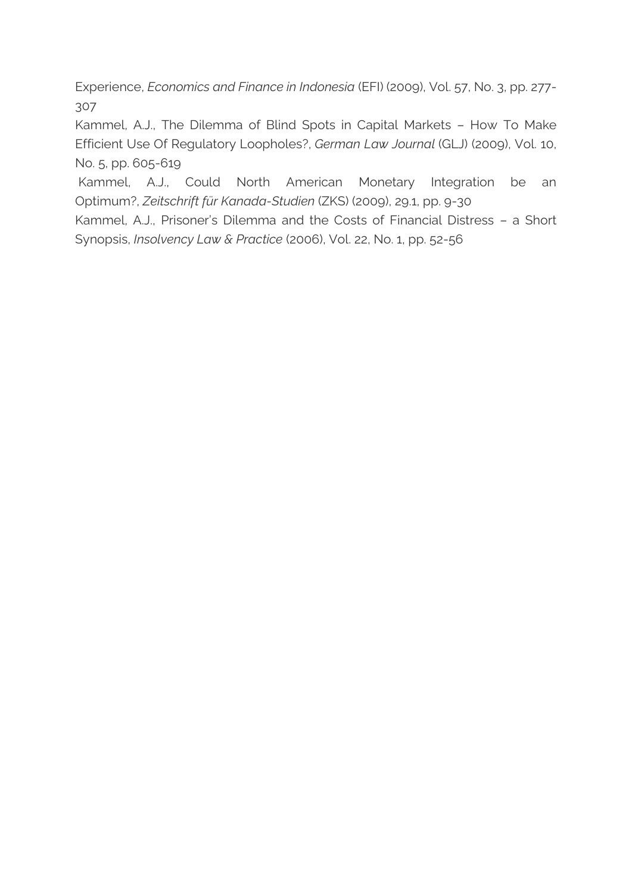Experience, *Economics and Finance in Indonesia* (EFI) (2009), Vol. 57, No. 3, pp. 277-307

Kammel, A.J., The Dilemma of Blind Spots in Capital Markets – How To Make Efficient Use Of Regulatory Loopholes?, *German Law Journal* (GLJ) (2009), Vol. 10, No. 5, pp. 605-619

Kammel, A.J., Could North American Monetary Integration be an Optimum?, *Zeitschrift für Kanada-Studien* (ZKS) (2009), 29.1, pp. 9-30

Kammel, A.J., Prisoner's Dilemma and the Costs of Financial Distress – a Short Synopsis, *Insolvency Law & Practice* (2006), Vol. 22, No. 1, pp. 52-56